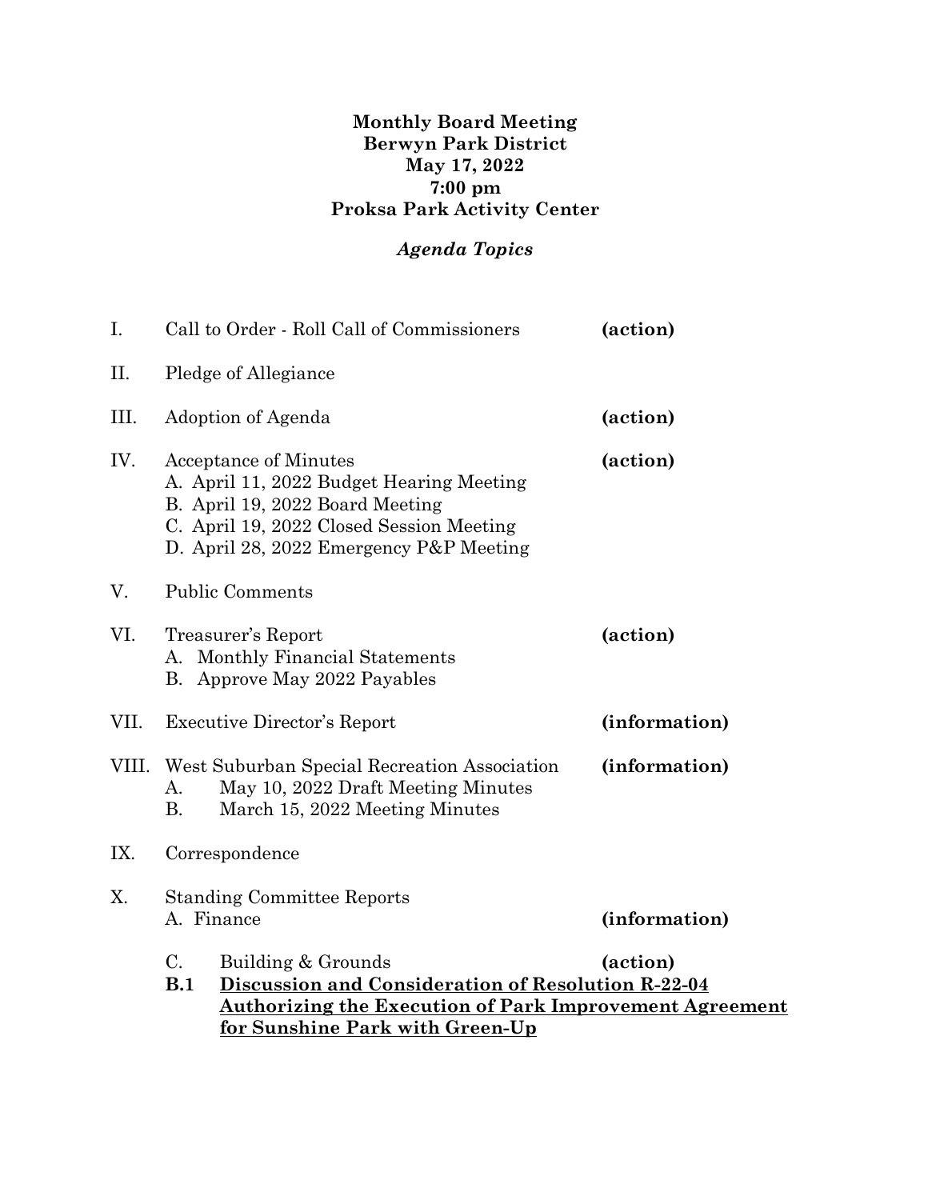**Monthly Board Meeting**
**Berwyn Park District**
**May 17, 2022**
**7:00 pm**
**Proksa Park Activity Center**

***Agenda Topics***

I. Call to Order - Roll Call of Commissioners **(action)**

II. Pledge of Allegiance

III. Adoption of Agenda **(action)**

IV. Acceptance of Minutes **(action)**
- A. April 11, 2022 Budget Hearing Meeting
- B. April 19, 2022 Board Meeting
- C. April 19, 2022 Closed Session Meeting
- D. April 28, 2022 Emergency P&P Meeting

V. Public Comments

VI. Treasurer's Report **(action)**
- A. Monthly Financial Statements
- B. Approve May 2022 Payables

VII. Executive Director's Report **(information)**

VIII. West Suburban Special Recreation Association **(information)**
- A. May 10, 2022 Draft Meeting Minutes
- B. March 15, 2022 Meeting Minutes

IX. Correspondence

X. Standing Committee Reports
- A. Finance **(information)**
- C. Building & Grounds **(action)**
- **B.1** **<u>Discussion and Consideration of Resolution R-22-04 Authorizing the Execution of Park Improvement Agreement for Sunshine Park with Green-Up</u>**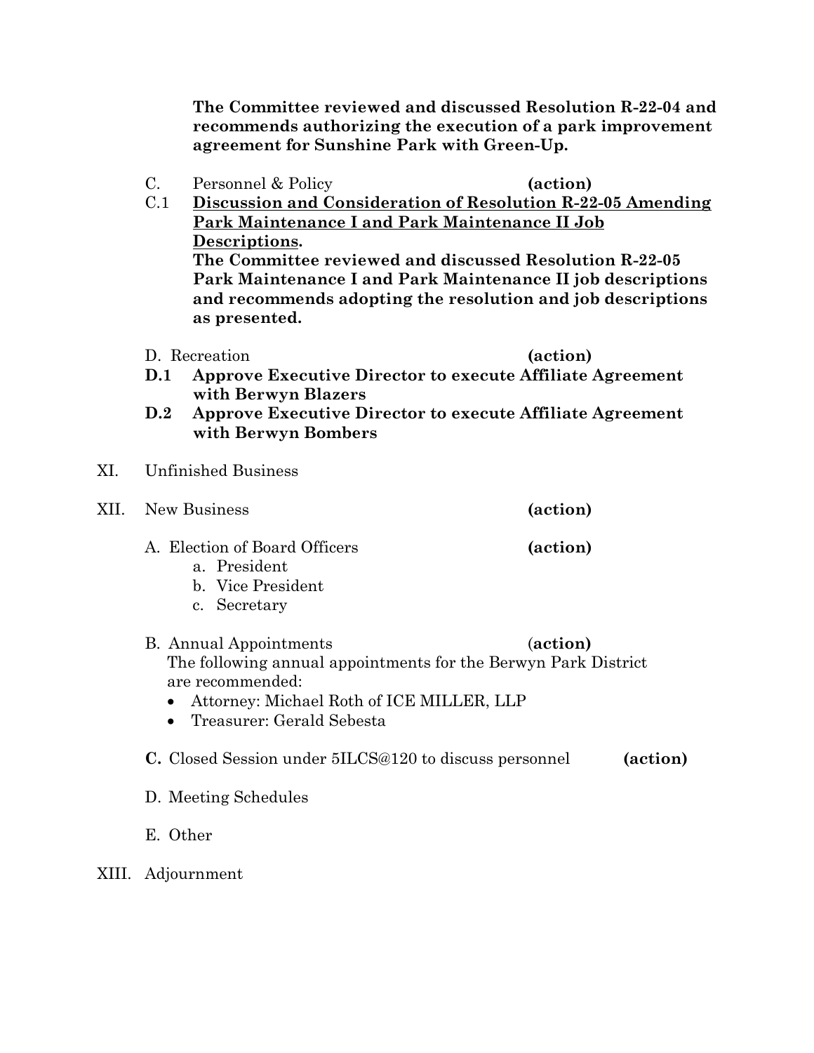**The Committee reviewed and discussed Resolution R-22-04 and recommends authorizing the execution of a park improvement agreement for Sunshine Park with Green-Up.**

C. Personnel & Policy **(action)**

C.1 **Discussion and Consideration of Resolution R-22-05 Amending Park Maintenance I and Park Maintenance II Job Descriptions.**
**The Committee reviewed and discussed Resolution R-22-05 Park Maintenance I and Park Maintenance II job descriptions and recommends adopting the resolution and job descriptions as presented.**

D. Recreation **(action)**

**D.1 Approve Executive Director to execute Affiliate Agreement with Berwyn Blazers**

**D.2 Approve Executive Director to execute Affiliate Agreement with Berwyn Bombers**

XI. Unfinished Business

XII. New Business **(action)**

A. Election of Board Officers **(action)**

a. President
b. Vice President
c. Secretary

B. Annual Appointments (**action)**

The following annual appointments for the Berwyn Park District are recommended:

- Attorney: Michael Roth of ICE MILLER, LLP
- Treasurer: Gerald Sebesta

**C.** Closed Session under 5ILCS@120 to discuss personnel **(action)**

D. Meeting Schedules

E. Other

XIII. Adjournment